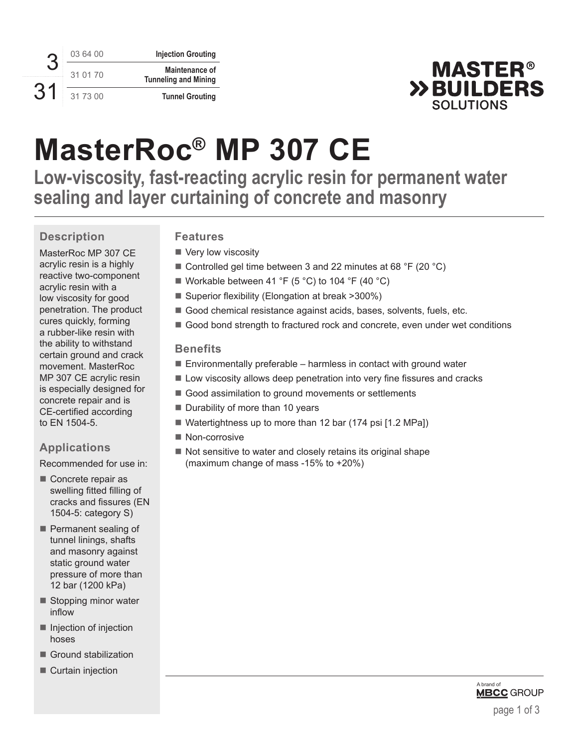| | | |
|---|---|---|
| 3 | 03 64 00 | Injection Grouting |
| | 31 01 70 | Maintenance of Tunneling and Mining |
| 31 | 31 73 00 | Tunnel Grouting |

# MasterRoc® MP 307 CE

## Low-viscosity, fast-reacting acrylic resin for permanent water sealing and layer curtaining of concrete and masonry

### Description

MasterRoc MP 307 CE acrylic resin is a highly reactive two-component acrylic resin with a low viscosity for good penetration. The product cures quickly, forming a rubber-like resin with the ability to withstand certain ground and crack movement. MasterRoc MP 307 CE acrylic resin is especially designed for concrete repair and is CE-certified according to EN 1504-5.

### Applications

Recommended for use in:

- Concrete repair as swelling fitted filling of cracks and fissures (EN 1504-5: category S)
- Permanent sealing of tunnel linings, shafts and masonry against static ground water pressure of more than 12 bar (1200 kPa)
- Stopping minor water inflow
- Injection of injection hoses
- Ground stabilization
- Curtain injection

### Features

- Very low viscosity
- Controlled gel time between 3 and 22 minutes at 68 °F (20 °C)
- Workable between 41 °F (5 °C) to 104 °F (40 °C)
- Superior flexibility (Elongation at break >300%)
- Good chemical resistance against acids, bases, solvents, fuels, etc.
- Good bond strength to fractured rock and concrete, even under wet conditions

### Benefits

- Environmentally preferable – harmless in contact with ground water
- Low viscosity allows deep penetration into very fine fissures and cracks
- Good assimilation to ground movements or settlements
- Durability of more than 10 years
- Watertightness up to more than 12 bar (174 psi [1.2 MPa])
- Non-corrosive
- Not sensitive to water and closely retains its original shape (maximum change of mass -15% to +20%)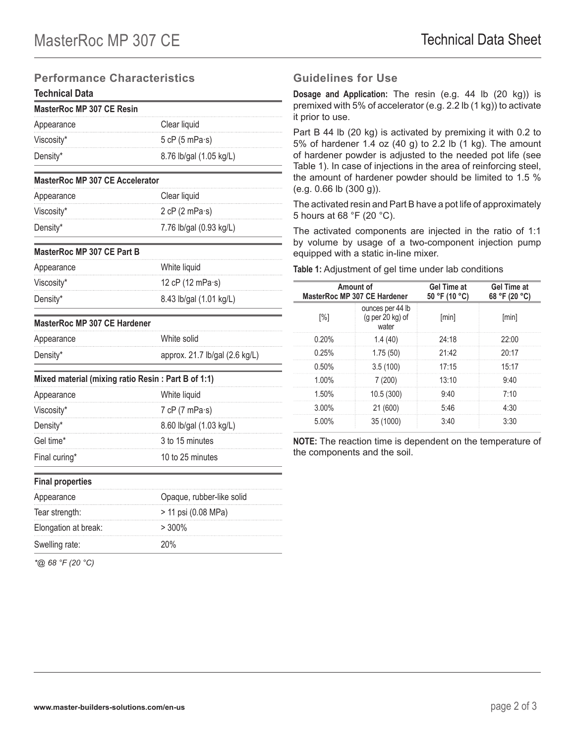## Performance Characteristics

### Technical Data

| MasterRoc MP 307 CE Resin | |
|---|---|
| Appearance | Clear liquid |
| Viscosity* | 5 cP (5 mPa·s) |
| Density* | 8.76 lb/gal (1.05 kg/L) |

| MasterRoc MP 307 CE Accelerator | |
|---|---|
| Appearance | Clear liquid |
| Viscosity* | 2 cP (2 mPa·s) |
| Density* | 7.76 lb/gal (0.93 kg/L) |

| MasterRoc MP 307 CE Part B | |
|---|---|
| Appearance | White liquid |
| Viscosity* | 12 cP (12 mPa·s) |
| Density* | 8.43 lb/gal (1.01 kg/L) |

| MasterRoc MP 307 CE Hardener | |
|---|---|
| Appearance | White solid |
| Density* | approx. 21.7 lb/gal (2.6 kg/L) |

| Mixed material (mixing ratio Resin : Part B of 1:1) | |
|---|---|
| Appearance | White liquid |
| Viscosity* | 7 cP (7 mPa·s) |
| Density* | 8.60 lb/gal (1.03 kg/L) |
| Gel time* | 3 to 15 minutes |
| Final curing* | 10 to 25 minutes |

| Final properties | |
|---|---|
| Appearance | Opaque, rubber-like solid |
| Tear strength: | > 11 psi (0.08 MPa) |
| Elongation at break: | > 300% |
| Swelling rate: | 20% |

*\*@ 68 °F (20 °C)*

## Guidelines for Use

**Dosage and Application:** The resin (e.g. 44 lb (20 kg)) is premixed with 5% of accelerator (e.g. 2.2 lb (1 kg)) to activate it prior to use.

Part B 44 lb (20 kg) is activated by premixing it with 0.2 to 5% of hardener 1.4 oz (40 g) to 2.2 lb (1 kg). The amount of hardener powder is adjusted to the needed pot life (see Table 1). In case of injections in the area of reinforcing steel, the amount of hardener powder should be limited to 1.5 % (e.g. 0.66 lb (300 g)).

The activated resin and Part B have a pot life of approximately 5 hours at 68 °F (20 °C).

The activated components are injected in the ratio of 1:1 by volume by usage of a two-component injection pump equipped with a static in-line mixer.

**Table 1:** Adjustment of gel time under lab conditions

| Amount of MasterRoc MP 307 CE Hardener | | Gel Time at 50 °F (10 °C) | Gel Time at 68 °F (20 °C) |
|---|---|---|---|
| [%] | ounces per 44 lb (g per 20 kg) of water | [min] | [min] |
| 0.20% | 1.4 (40) | 24:18 | 22:00 |
| 0.25% | 1.75 (50) | 21:42 | 20:17 |
| 0.50% | 3.5 (100) | 17:15 | 15:17 |
| 1.00% | 7 (200) | 13:10 | 9:40 |
| 1.50% | 10.5 (300) | 9:40 | 7:10 |
| 3.00% | 21 (600) | 5:46 | 4:30 |
| 5.00% | 35 (1000) | 3:40 | 3:30 |

**NOTE:** The reaction time is dependent on the temperature of the components and the soil.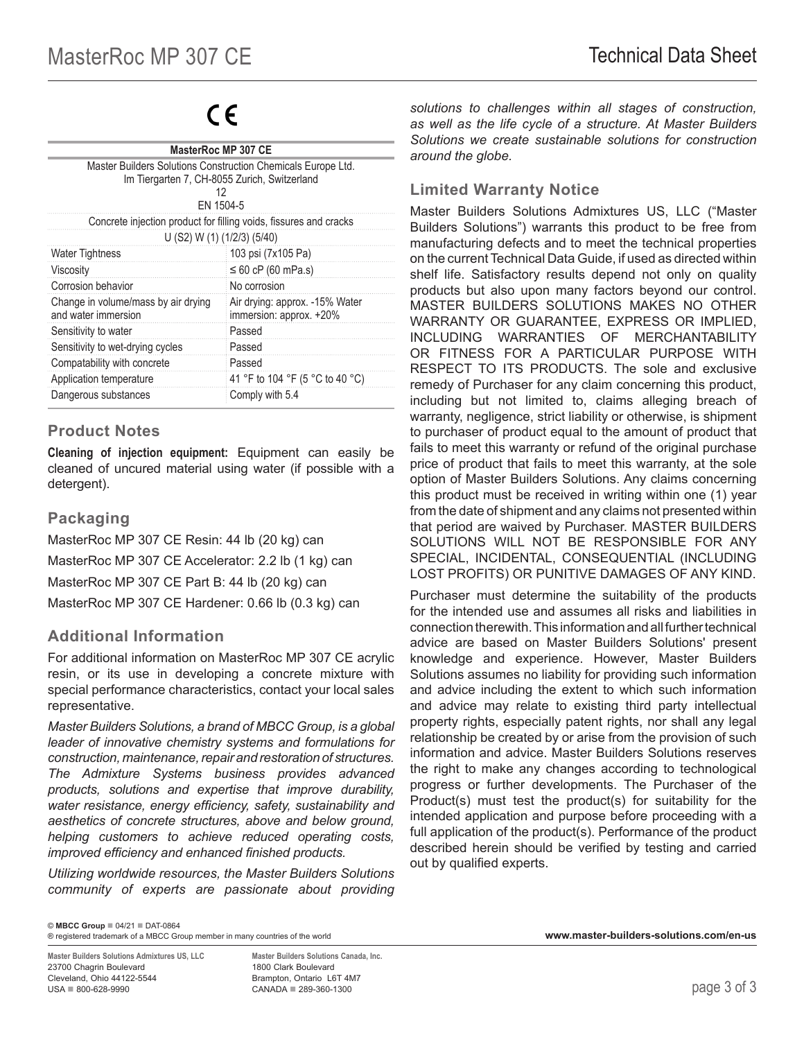CE

| MasterRoc MP 307 CE | |
| --- | --- |
| Master Builders Solutions Construction Chemicals Europe Ltd. Im Tiergarten 7, CH-8055 Zurich, Switzerland 12 EN 1504-5 | |
| Concrete injection product for filling voids, fissures and cracks | |
| U (S2) W (1) (1/2/3) (5/40) | |
| Water Tightness | 103 psi (7x105 Pa) |
| Viscosity | ≤ 60 cP (60 mPa.s) |
| Corrosion behavior | No corrosion |
| Change in volume/mass by air drying and water immersion | Air drying: approx. -15% Water immersion: approx. +20% |
| Sensitivity to water | Passed |
| Sensitivity to wet-drying cycles | Passed |
| Compatability with concrete | Passed |
| Application temperature | 41 °F to 104 °F (5 °C to 40 °C) |
| Dangerous substances | Comply with 5.4 |

## Product Notes

**Cleaning of injection equipment:** Equipment can easily be cleaned of uncured material using water (if possible with a detergent).

## Packaging

MasterRoc MP 307 CE Resin: 44 lb (20 kg) can

MasterRoc MP 307 CE Accelerator: 2.2 lb (1 kg) can

MasterRoc MP 307 CE Part B: 44 lb (20 kg) can

MasterRoc MP 307 CE Hardener: 0.66 lb (0.3 kg) can

## Additional Information

For additional information on MasterRoc MP 307 CE acrylic resin, or its use in developing a concrete mixture with special performance characteristics, contact your local sales representative.

*Master Builders Solutions, a brand of MBCC Group, is a global leader of innovative chemistry systems and formulations for construction, maintenance, repair and restoration of structures. The Admixture Systems business provides advanced products, solutions and expertise that improve durability, water resistance, energy efficiency, safety, sustainability and aesthetics of concrete structures, above and below ground, helping customers to achieve reduced operating costs, improved efficiency and enhanced finished products.*

*Utilizing worldwide resources, the Master Builders Solutions community of experts are passionate about providing solutions to challenges within all stages of construction, as well as the life cycle of a structure. At Master Builders Solutions we create sustainable solutions for construction around the globe.*

## Limited Warranty Notice

Master Builders Solutions Admixtures US, LLC ("Master Builders Solutions") warrants this product to be free from manufacturing defects and to meet the technical properties on the current Technical Data Guide, if used as directed within shelf life. Satisfactory results depend not only on quality products but also upon many factors beyond our control. MASTER BUILDERS SOLUTIONS MAKES NO OTHER WARRANTY OR GUARANTEE, EXPRESS OR IMPLIED, INCLUDING WARRANTIES OF MERCHANTABILITY OR FITNESS FOR A PARTICULAR PURPOSE WITH RESPECT TO ITS PRODUCTS. The sole and exclusive remedy of Purchaser for any claim concerning this product, including but not limited to, claims alleging breach of warranty, negligence, strict liability or otherwise, is shipment to purchaser of product equal to the amount of product that fails to meet this warranty or refund of the original purchase price of product that fails to meet this warranty, at the sole option of Master Builders Solutions. Any claims concerning this product must be received in writing within one (1) year from the date of shipment and any claims not presented within that period are waived by Purchaser. MASTER BUILDERS SOLUTIONS WILL NOT BE RESPONSIBLE FOR ANY SPECIAL, INCIDENTAL, CONSEQUENTIAL (INCLUDING LOST PROFITS) OR PUNITIVE DAMAGES OF ANY KIND.

Purchaser must determine the suitability of the products for the intended use and assumes all risks and liabilities in connection therewith. This information and all further technical advice are based on Master Builders Solutions' present knowledge and experience. However, Master Builders Solutions assumes no liability for providing such information and advice including the extent to which such information and advice may relate to existing third party intellectual property rights, especially patent rights, nor shall any legal relationship be created by or arise from the provision of such information and advice. Master Builders Solutions reserves the right to make any changes according to technological progress or further developments. The Purchaser of the Product(s) must test the product(s) for suitability for the intended application and purpose before proceeding with a full application of the product(s). Performance of the product described herein should be verified by testing and carried out by qualified experts.

© **MBCC Group** ■ 04/21 ■ DAT-0864
® registered trademark of a MBCC Group member in many countries of the world

**www.master-builders-solutions.com/en-us**

**Master Builders Solutions Admixtures US, LLC**
23700 Chagrin Boulevard
Cleveland, Ohio 44122-5544
USA ■ 800-628-9990

**Master Builders Solutions Canada, Inc.**
1800 Clark Boulevard
Brampton, Ontario L6T 4M7
CANADA ■ 289-360-1300